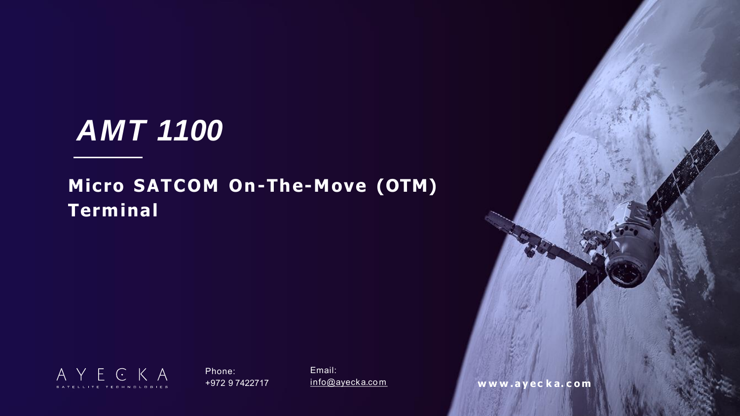# *AMT 1100*

## Micro SATCOM On-The-Move (OTM) Terminal

AYECKA
SATELLITE TECHNOLOGIES

Phone:
+972 9 7422717

Email:
info@ayecka.com

www.ayecka.com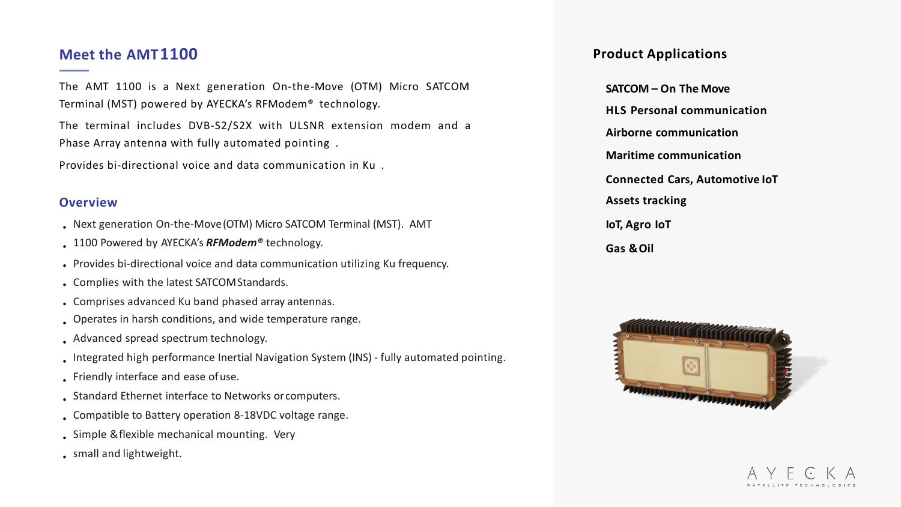## Meet the AMT 1100

The AMT 1100 is a Next generation On-the-Move (OTM) Micro SATCOM Terminal (MST) powered by AYECKA's RFModem® technology.

The terminal includes DVB-S2/S2X with ULSNR extension modem and a Phase Array antenna with fully automated pointing .

Provides bi-directional voice and data communication in Ku .

## Overview

- Next generation On-the-Move (OTM) Micro SATCOM Terminal (MST). AMT
- 1100 Powered by AYECKA's ***RFModem®*** technology.
- Provides bi-directional voice and data communication utilizing Ku frequency.
- Complies with the latest SATCOM Standards.
- Comprises advanced Ku band phased array antennas.
- Operates in harsh conditions, and wide temperature range.
- Advanced spread spectrum technology.
- Integrated high performance Inertial Navigation System (INS) - fully automated pointing.
- Friendly interface and ease of use.
- Standard Ethernet interface to Networks or computers.
- Compatible to Battery operation 8-18VDC voltage range.
- Simple & flexible mechanical mounting. Very
- small and lightweight.

## Product Applications

**SATCOM – On The Move**

**HLS Personal communication**

**Airborne communication**

**Maritime communication**

**Connected Cars, Automotive IoT**

**Assets tracking**

**IoT, Agro IoT**

**Gas & Oil**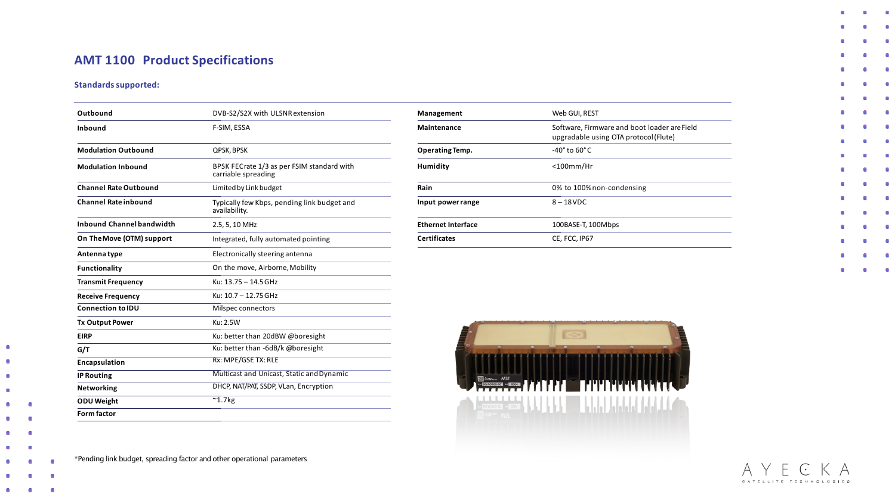## AMT 1100 Product Specifications

### Standards supported:

| | |
|---|---|
| **Outbound** | DVB-S2/S2X with ULSNR extension |
| **Inbound** | F-SIM, ESSA |
| **Modulation Outbound** | QPSK, BPSK |
| **Modulation Inbound** | BPSK FEC rate 1/3 as per FSIM standard with carriable spreading |
| **Channel Rate Outbound** | Limited by Link budget |
| **Channel Rate inbound** | Typically few Kbps, pending link budget and availability. |
| **Inbound Channel bandwidth** | 2.5, 5, 10 MHz |
| **On The Move (OTM) support** | Integrated, fully automated pointing |
| **Antenna type** | Electronically steering antenna |
| **Functionality** | On the move, Airborne, Mobility |
| **Transmit Frequency** | Ku: 13.75 – 14.5 GHz |
| **Receive Frequency** | Ku: 10.7 – 12.75 GHz |
| **Connection to IDU** | Milspec connectors |
| **Tx Output Power** | Ku: 2.5W |
| **EIRP** | Ku: better than 20dBW @boresight |
| **G/T** | Ku: better than -6dB/k @boresight |
| **Encapsulation** | Rx: MPE/GSE TX: RLE |
| **IP Routing** | Multicast and Unicast, Static and Dynamic |
| **Networking** | DHCP, NAT/PAT, SSDP, VLan, Encryption |
| **ODU Weight** | ~1.7kg |
| **Form factor** | |

| | |
|---|---|
| **Management** | Web GUI, REST |
| **Maintenance** | Software, Firmware and boot loader are Field upgradable using OTA protocol (Flute) |
| **Operating Temp.** | -40° to 60° C |
| **Humidity** | <100mm/Hr |
| **Rain** | 0% to 100% non-condensing |
| **Input power range** | 8 – 18 VDC |
| **Ethernet Interface** | 100BASE-T, 100Mbps |
| **Certificates** | CE, FCC, IP67 |

*Pending link budget, spreading factor and other operational parameters